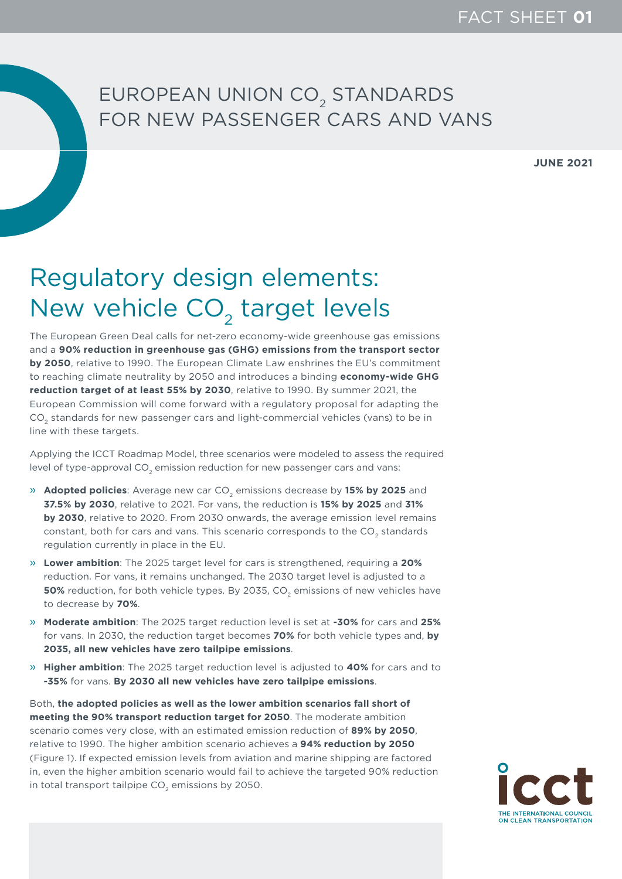FACT SHEET **01**

# EUROPEAN UNION $CO_2$ STANDARDS FOR NEW PASSENGER CARS AND VANS

**JUNE 2021**

## Regulatory design elements: New vehicle $CO_2$ target levels

The European Green Deal calls for net-zero economy-wide greenhouse gas emissions and a **90% reduction in greenhouse gas (GHG) emissions from the transport sector by 2050**, relative to 1990. The European Climate Law enshrines the EU's commitment to reaching climate neutrality by 2050 and introduces a binding **economy-wide GHG reduction target of at least 55% by 2030**, relative to 1990. By summer 2021, the European Commission will come forward with a regulatory proposal for adapting the $CO_2$ standards for new passenger cars and light-commercial vehicles (vans) to be in line with these targets.

Applying the ICCT Roadmap Model, three scenarios were modeled to assess the required level of type-approval $CO_2$ emission reduction for new passenger cars and vans:

- **Adopted policies**: Average new car $CO_2$ emissions decrease by **15% by 2025** and **37.5% by 2030**, relative to 2021. For vans, the reduction is **15% by 2025** and **31% by 2030**, relative to 2020. From 2030 onwards, the average emission level remains constant, both for cars and vans. This scenario corresponds to the $CO_2$ standards regulation currently in place in the EU.
- **Lower ambition**: The 2025 target level for cars is strengthened, requiring a **20%** reduction. For vans, it remains unchanged. The 2030 target level is adjusted to a **50%** reduction, for both vehicle types. By 2035, $CO_2$ emissions of new vehicles have to decrease by **70%**.
- **Moderate ambition**: The 2025 target reduction level is set at **-30%** for cars and **25%** for vans. In 2030, the reduction target becomes **70%** for both vehicle types and, **by 2035, all new vehicles have zero tailpipe emissions**.
- **Higher ambition**: The 2025 target reduction level is adjusted to **40%** for cars and to **-35%** for vans. **By 2030 all new vehicles have zero tailpipe emissions**.

Both, **the adopted policies as well as the lower ambition scenarios fall short of meeting the 90% transport reduction target for 2050**. The moderate ambition scenario comes very close, with an estimated emission reduction of **89% by 2050**, relative to 1990. The higher ambition scenario achieves a **94% reduction by 2050** (Figure 1). If expected emission levels from aviation and marine shipping are factored in, even the higher ambition scenario would fail to achieve the targeted 90% reduction in total transport tailpipe $CO_2$ emissions by 2050.

icct THE INTERNATIONAL COUNCIL ON CLEAN TRANSPORTATION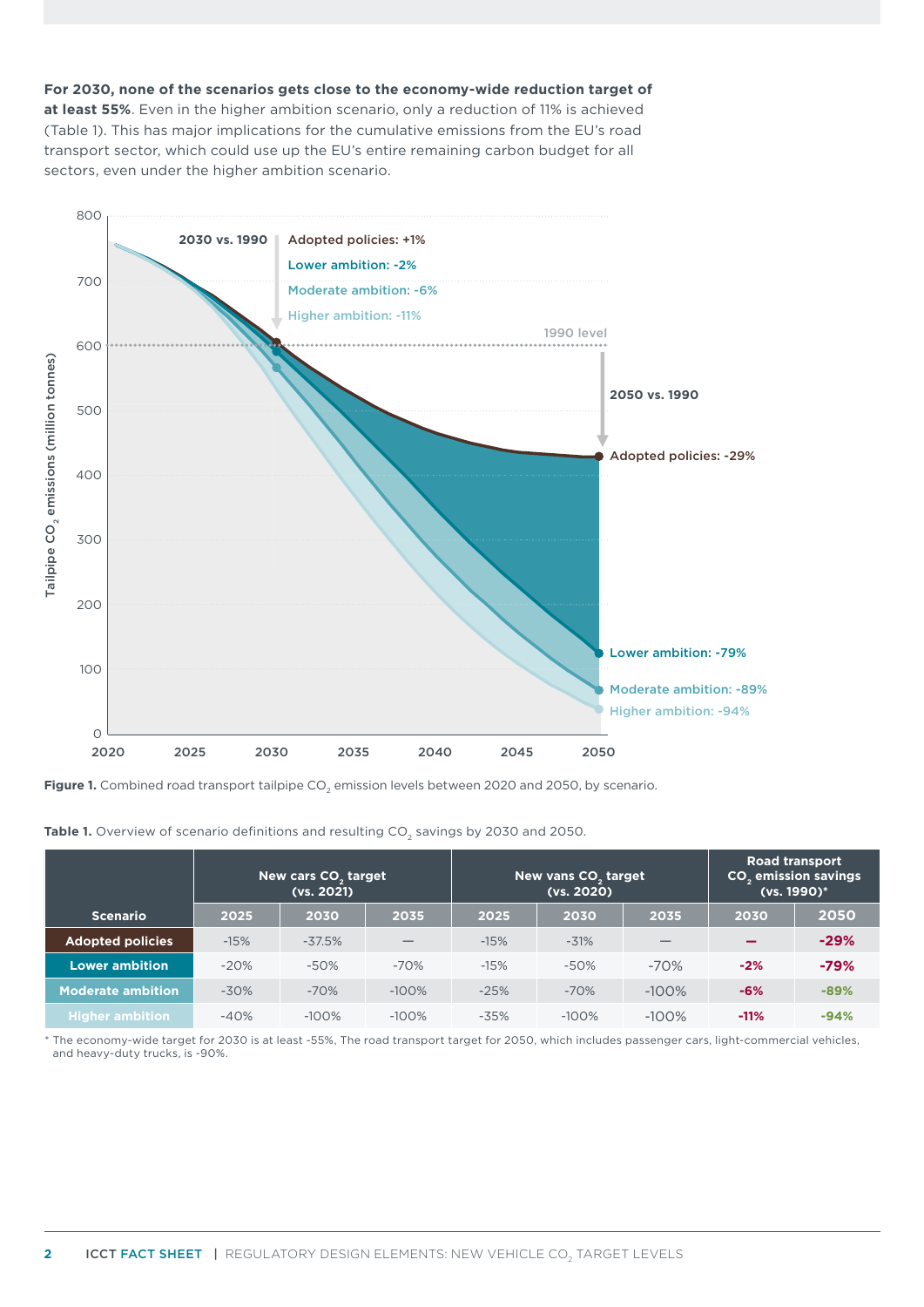**For 2030, none of the scenarios gets close to the economy-wide reduction target of at least 55%**. Even in the higher ambition scenario, only a reduction of 11% is achieved (Table 1). This has major implications for the cumulative emissions from the EU's road transport sector, which could use up the EU's entire remaining carbon budget for all sectors, even under the higher ambition scenario.

**Figure 1.** Combined road transport tailpipe $CO_2$ emission levels between 2020 and 2050, by scenario.

**Table 1.** Overview of scenario definitions and resulting $CO_2$ savings by 2030 and 2050.

| Scenario | New cars $CO_2$ target (vs. 2021) | | | New vans $CO_2$ target (vs. 2020) | | | Road transport $CO_2$ emission savings (vs. 1990)* | |
|---|---|---|---|---|---|---|---|---|
| | 2025 | 2030 | 2035 | 2025 | 2030 | 2035 | 2030 | 2050 |
| Adopted policies | -15% | -37.5% | — | -15% | -31% | — | — | -29% |
| Lower ambition | -20% | -50% | -70% | -15% | -50% | -70% | -2% | -79% |
| Moderate ambition | -30% | -70% | -100% | -25% | -70% | -100% | -6% | -89% |
| Higher ambition | -40% | -100% | -100% | -35% | -100% | -100% | -11% | -94% |

\* The economy-wide target for 2030 is at least -55%, The road transport target for 2050, which includes passenger cars, light-commercial vehicles, and heavy-duty trucks, is -90%.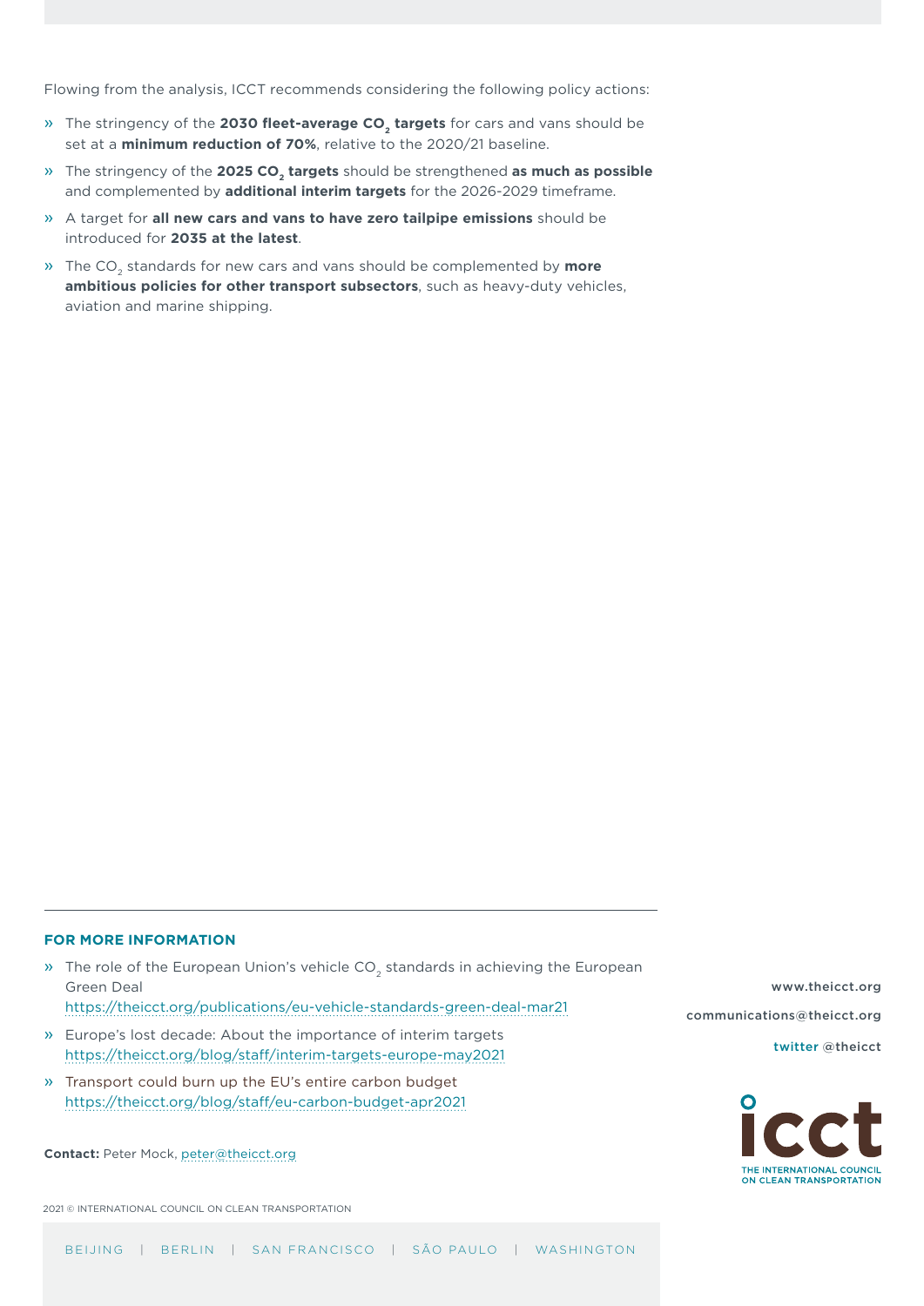Flowing from the analysis, ICCT recommends considering the following policy actions:

- The stringency of the **2030 fleet-average $CO_2$ targets** for cars and vans should be set at a **minimum reduction of 70%**, relative to the 2020/21 baseline.
- The stringency of the **2025 $CO_2$ targets** should be strengthened **as much as possible** and complemented by **additional interim targets** for the 2026-2029 timeframe.
- A target for **all new cars and vans to have zero tailpipe emissions** should be introduced for **2035 at the latest**.
- The $CO_2$ standards for new cars and vans should be complemented by **more ambitious policies for other transport subsectors**, such as heavy-duty vehicles, aviation and marine shipping.

### FOR MORE INFORMATION

- The role of the European Union's vehicle $CO_2$ standards in achieving the European Green Deal
  https://theicct.org/publications/eu-vehicle-standards-green-deal-mar21
- Europe's lost decade: About the importance of interim targets
  https://theicct.org/blog/staff/interim-targets-europe-may2021
- Transport could burn up the EU's entire carbon budget
  https://theicct.org/blog/staff/eu-carbon-budget-apr2021

**Contact:** Peter Mock, peter@theicct.org

www.theicct.org

communications@theicct.org

twitter @theicct

THE INTERNATIONAL COUNCIL ON CLEAN TRANSPORTATION

2021 © INTERNATIONAL COUNCIL ON CLEAN TRANSPORTATION

BEIJING | BERLIN | SAN FRANCISCO | SÃO PAULO | WASHINGTON